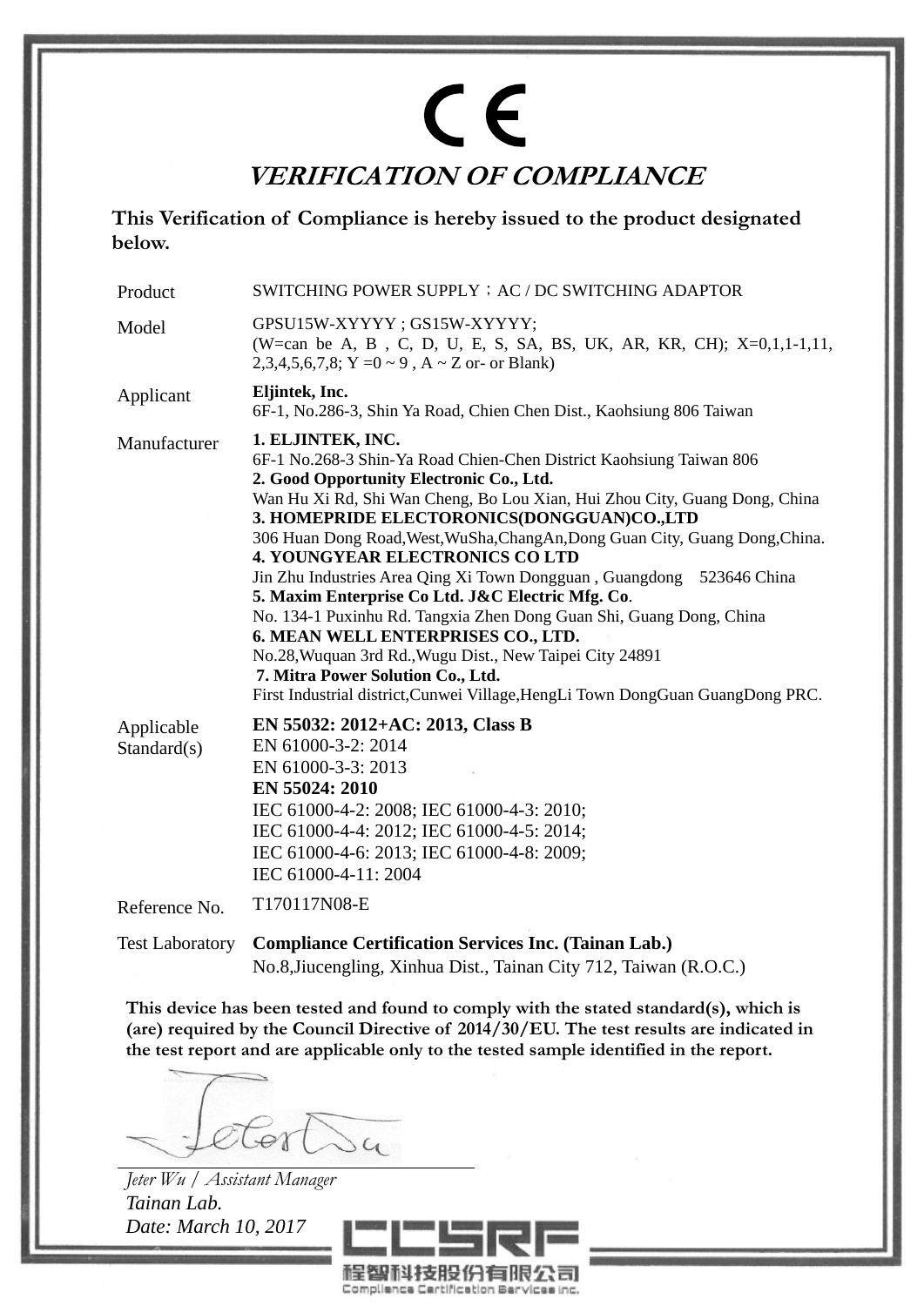# CE

## *VERIFICATION OF COMPLIANCE*

**This Verification of Compliance is hereby issued to the product designated below.**

| | |
|---|---|
| Product | SWITCHING POWER SUPPLY；AC / DC SWITCHING ADAPTOR |
| Model | GPSU15W-XYYYY ; GS15W-XYYYY; (W=can be A, B , C, D, U, E, S, SA, BS, UK, AR, KR, CH); X=0,1,1-1,11, 2,3,4,5,6,7,8; Y =0 ~ 9 , A ~ Z or- or Blank) |
| Applicant | **Eljintek, Inc.** 6F-1, No.286-3, Shin Ya Road, Chien Chen Dist., Kaohsiung 806 Taiwan |
| Manufacturer | **1. ELJINTEK, INC.** 6F-1 No.268-3 Shin-Ya Road Chien-Chen District Kaohsiung Taiwan 806 **2. Good Opportunity Electronic Co., Ltd.** Wan Hu Xi Rd, Shi Wan Cheng, Bo Lou Xian, Hui Zhou City, Guang Dong, China **3. HOMEPRIDE ELECTORONICS(DONGGUAN)CO.,LTD** 306 Huan Dong Road,West,WuSha,ChangAn,Dong Guan City, Guang Dong,China. **4. YOUNGYEAR ELECTRONICS CO LTD** Jin Zhu Industries Area Qing Xi Town Dongguan , Guangdong 523646 China **5. Maxim Enterprise Co Ltd. J&C Electric Mfg. Co**. No. 134-1 Puxinhu Rd. Tangxia Zhen Dong Guan Shi, Guang Dong, China **6. MEAN WELL ENTERPRISES CO., LTD.** No.28,Wuquan 3rd Rd.,Wugu Dist., New Taipei City 24891 **7. Mitra Power Solution Co., Ltd.** First Industrial district,Cunwei Village,HengLi Town DongGuan GuangDong PRC. |
| Applicable Standard(s) | **EN 55032: 2012+AC: 2013, Class B** EN 61000-3-2: 2014 EN 61000-3-3: 2013 **EN 55024: 2010** IEC 61000-4-2: 2008; IEC 61000-4-3: 2010; IEC 61000-4-4: 2012; IEC 61000-4-5: 2014; IEC 61000-4-6: 2013; IEC 61000-4-8: 2009; IEC 61000-4-11: 2004 |
| Reference No. | T170117N08-E |
| Test Laboratory | **Compliance Certification Services Inc. (Tainan Lab.)** No.8,Jiucengling, Xinhua Dist., Tainan City 712, Taiwan (R.O.C.) |

**This device has been tested and found to comply with the stated standard(s), which is (are) required by the Council Directive of 2014/30/EU. The test results are indicated in the test report and are applicable only to the tested sample identified in the report.**

*Jeter Wu / Assistant Manager*
*Tainan Lab.*
*Date: March 10, 2017*

CCSRF
程智科技股份有限公司
Compliance Certification Services Inc.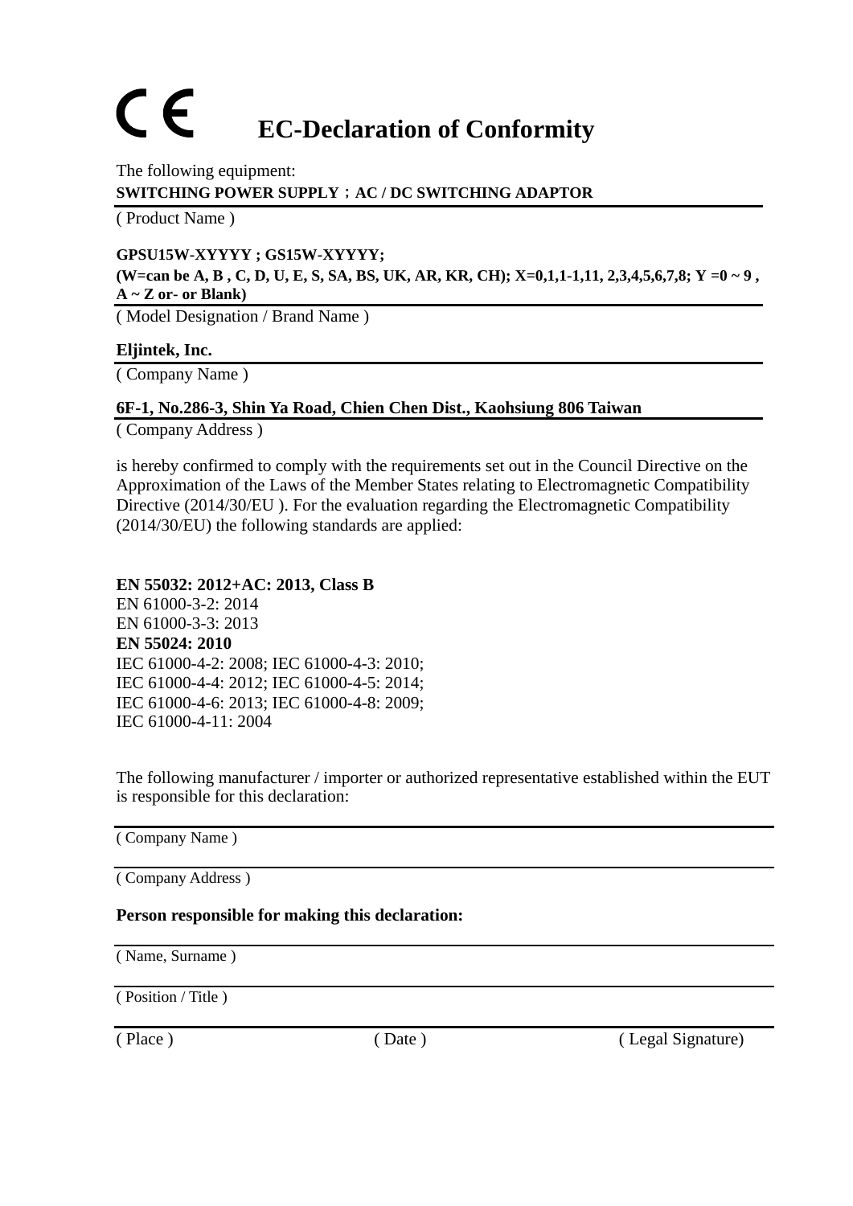# CE EC-Declaration of Conformity

The following equipment:

**SWITCHING POWER SUPPLY；AC / DC SWITCHING ADAPTOR**

( Product Name )

**GPSU15W-XYYYY ; GS15W-XYYYY;**
**(W=can be A, B , C, D, U, E, S, SA, BS, UK, AR, KR, CH); X=0,1,1-1,11, 2,3,4,5,6,7,8; Y =0 ~ 9 , A ~ Z or- or Blank)**

( Model Designation / Brand Name )

**Eljintek, Inc.**

( Company Name )

**6F-1, No.286-3, Shin Ya Road, Chien Chen Dist., Kaohsiung 806 Taiwan**

( Company Address )

is hereby confirmed to comply with the requirements set out in the Council Directive on the Approximation of the Laws of the Member States relating to Electromagnetic Compatibility Directive (2014/30/EU ). For the evaluation regarding the Electromagnetic Compatibility (2014/30/EU) the following standards are applied:

**EN 55032: 2012+AC: 2013, Class B**
EN 61000-3-2: 2014
EN 61000-3-3: 2013
**EN 55024: 2010**
IEC 61000-4-2: 2008; IEC 61000-4-3: 2010;
IEC 61000-4-4: 2012; IEC 61000-4-5: 2014;
IEC 61000-4-6: 2013; IEC 61000-4-8: 2009;
IEC 61000-4-11: 2004

The following manufacturer / importer or authorized representative established within the EUT is responsible for this declaration:

( Company Name )

( Company Address )

**Person responsible for making this declaration:**

( Name, Surname )

( Position / Title )

( Place ) ( Date ) ( Legal Signature)